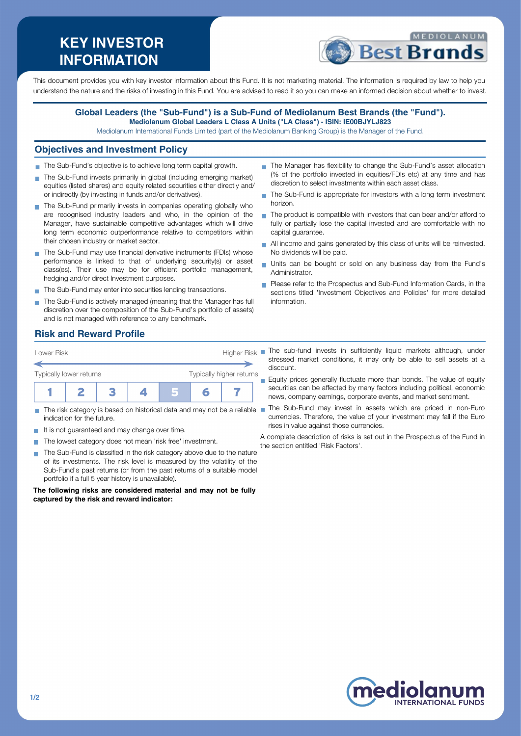# KEY INVESTOR INFORMATION

This document provides you with key investor information about this Fund. It is not marketing material. The information is required by law to help you understand the nature and the risks of investing in this Fund. You are advised to read it so you can make an informed decision about whether to invest.

**Global Leaders (the "Sub-Fund") is a Sub-Fund of Mediolanum Best Brands (the "Fund").**
**Mediolanum Global Leaders L Class A Units ("LA Class") - ISIN: IE00BJYLJ823**
Mediolanum International Funds Limited (part of the Mediolanum Banking Group) is the Manager of the Fund.

## Objectives and Investment Policy

- The Sub-Fund's objective is to achieve long term capital growth.
- The Sub-Fund invests primarily in global (including emerging market) equities (listed shares) and equity related securities either directly and/or indirectly (by investing in funds and/or derivatives).
- The Sub-Fund primarily invests in companies operating globally who are recognised industry leaders and who, in the opinion of the Manager, have sustainable competitive advantages which will drive long term economic outperformance relative to competitors within their chosen industry or market sector.
- The Sub-Fund may use financial derivative instruments (FDIs) whose performance is linked to that of underlying security(s) or asset class(es). Their use may be for efficient portfolio management, hedging and/or direct Investment purposes.
- The Sub-Fund may enter into securities lending transactions.
- The Sub-Fund is actively managed (meaning that the Manager has full discretion over the composition of the Sub-Fund's portfolio of assets) and is not managed with reference to any benchmark.
- The Manager has flexibility to change the Sub-Fund's asset allocation (% of the portfolio invested in equities/FDIs etc) at any time and has discretion to select investments within each asset class.
- The Sub-Fund is appropriate for investors with a long term investment horizon.
- The product is compatible with investors that can bear and/or afford to fully or partially lose the capital invested and are comfortable with no capital guarantee.
- All income and gains generated by this class of units will be reinvested. No dividends will be paid.
- Units can be bought or sold on any business day from the Fund's Administrator.
- Please refer to the Prospectus and Sub-Fund Information Cards, in the sections titled 'Investment Objectives and Policies' for more detailed information.

## Risk and Reward Profile

| Lower Risk | | | | | | Higher Risk |
|---|---|---|---|---|---|---|
| Typically lower returns | | | | | | Typically higher returns |
| 1 | 2 | 3 | 4 | **5** | 6 | 7 |

- The risk category is based on historical data and may not be a reliable indication for the future.
- It is not guaranteed and may change over time.
- The lowest category does not mean 'risk free' investment.
- The Sub-Fund is classified in the risk category above due to the nature of its investments. The risk level is measured by the volatility of the Sub-Fund's past returns (or from the past returns of a suitable model portfolio if a full 5 year history is unavailable).

**The following risks are considered material and may not be fully captured by the risk and reward indicator:**

- The sub-fund invests in sufficiently liquid markets although, under stressed market conditions, it may only be able to sell assets at a discount.
- Equity prices generally fluctuate more than bonds. The value of equity securities can be affected by many factors including political, economic news, company earnings, corporate events, and market sentiment.
- The Sub-Fund may invest in assets which are priced in non-Euro currencies. Therefore, the value of your investment may fall if the Euro rises in value against those currencies.

A complete description of risks is set out in the Prospectus of the Fund in the section entitled 'Risk Factors'.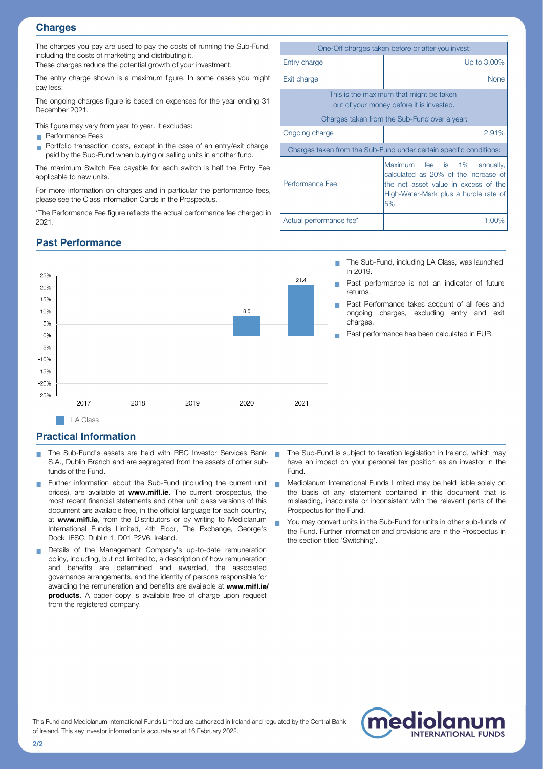## Charges

The charges you pay are used to pay the costs of running the Sub-Fund, including the costs of marketing and distributing it.
These charges reduce the potential growth of your investment.

The entry charge shown is a maximum figure. In some cases you might pay less.

The ongoing charges figure is based on expenses for the year ending 31 December 2021.

This figure may vary from year to year. It excludes:

- Performance Fees
- Portfolio transaction costs, except in the case of an entry/exit charge paid by the Sub-Fund when buying or selling units in another fund.

The maximum Switch Fee payable for each switch is half the Entry Fee applicable to new units.

For more information on charges and in particular the performance fees, please see the Class Information Cards in the Prospectus.

*The Performance Fee figure reflects the actual performance fee charged in 2021.

| One-Off charges taken before or after you invest: | |
|---|---|
| Entry charge | Up to 3.00% |
| Exit charge | None |
| This is the maximum that might be taken out of your money before it is invested. | |
| Charges taken from the Sub-Fund over a year: | |
| Ongoing charge | 2.91% |
| Charges taken from the Sub-Fund under certain specific conditions: | |
| Performance Fee | Maximum fee is 1% annually, calculated as 20% of the increase of the net asset value in excess of the High-Water-Mark plus a hurdle rate of 5%. |
| Actual performance fee* | 1.00% |

## Past Performance

25%
20%
15%
10%
5%
0%
-5%
-10%
-15%
-20%
-25%

2017 2018 2019 2020 2021

8.5
21.4

LA Class

- The Sub-Fund, including LA Class, was launched in 2019.
- Past performance is not an indicator of future returns.
- Past Performance takes account of all fees and ongoing charges, excluding entry and exit charges.
- Past performance has been calculated in EUR.

## Practical Information

- The Sub-Fund's assets are held with RBC Investor Services Bank S.A., Dublin Branch and are segregated from the assets of other sub-funds of the Fund.
- Further information about the Sub-Fund (including the current unit prices), are available at **www.mifl.ie**. The current prospectus, the most recent financial statements and other unit class versions of this document are available free, in the official language for each country, at **www.mifl.ie**, from the Distributors or by writing to Mediolanum International Funds Limited, 4th Floor, The Exchange, George's Dock, IFSC, Dublin 1, D01 P2V6, Ireland.
- Details of the Management Company's up-to-date remuneration policy, including, but not limited to, a description of how remuneration and benefits are determined and awarded, the associated governance arrangements, and the identity of persons responsible for awarding the remuneration and benefits are available at **www.mifl.ie/products**. A paper copy is available free of charge upon request from the registered company.
- The Sub-Fund is subject to taxation legislation in Ireland, which may have an impact on your personal tax position as an investor in the Fund.
- Mediolanum International Funds Limited may be held liable solely on the basis of any statement contained in this document that is misleading, inaccurate or inconsistent with the relevant parts of the Prospectus for the Fund.
- You may convert units in the Sub-Fund for units in other sub-funds of the Fund. Further information and provisions are in the Prospectus in the section titled 'Switching'.

This Fund and Mediolanum International Funds Limited are authorized in Ireland and regulated by the Central Bank of Ireland. This key investor information is accurate as at 16 February 2022.